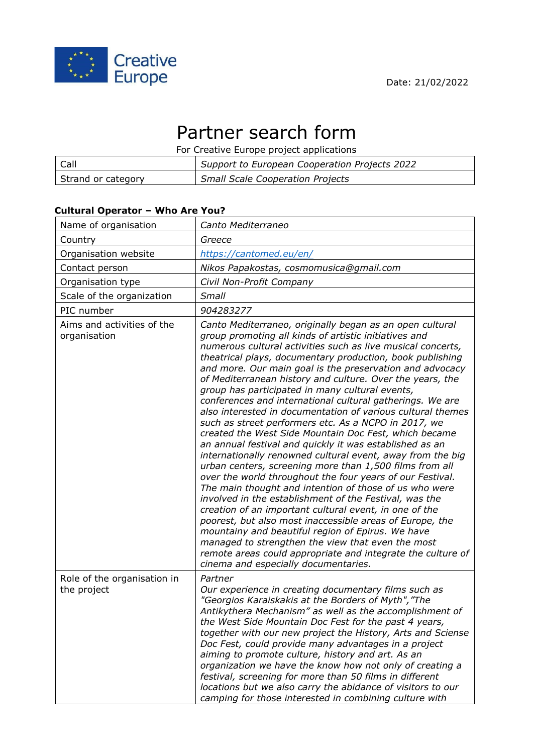Creative Europe

Date: 21/02/2022

# Partner search form

For Creative Europe project applications

| Call | *Support to European Cooperation Projects 2022* |
|---|---|
| Strand or category | *Small Scale Cooperation Projects* |

**Cultural Operator – Who Are You?**

| Name of organisation | *Canto Mediterraneo* |
|---|---|
| Country | *Greece* |
| Organisation website | *https://cantomed.eu/en/* |
| Contact person | *Nikos Papakostas, cosmomusica@gmail.com* |
| Organisation type | *Civil Non-Profit Company* |
| Scale of the organization | *Small* |
| PIC number | *904283277* |
| Aims and activities of the organisation | *Canto Mediterraneo, originally began as an open cultural group promoting all kinds of artistic initiatives and numerous cultural activities such as live musical concerts, theatrical plays, documentary production, book publishing and more. Our main goal is the preservation and advocacy of Mediterranean history and culture. Over the years, the group has participated in many cultural events, conferences and international cultural gatherings. We are also interested in documentation of various cultural themes such as street performers etc. As a NCPO in 2017, we created the West Side Mountain Doc Fest, which became an annual festival and quickly it was established as an internationally renowned cultural event, away from the big urban centers, screening more than 1,500 films from all over the world throughout the four years of our Festival. The main thought and intention of those of us who were involved in the establishment of the Festival, was the creation of an important cultural event, in one of the poorest, but also most inaccessible areas of Europe, the mountainy and beautiful region of Epirus. We have managed to strengthen the view that even the most remote areas could appropriate and integrate the culture of cinema and especially documentaries.* |
| Role of the organisation in the project | *Partner*<br>*Our experience in creating documentary films such as "Georgios Karaiskakis at the Borders of Myth","The Antikythera Mechanism" as well as the accomplishment of the West Side Mountain Doc Fest for the past 4 years, together with our new project the History, Arts and Sciense Doc Fest, could provide many advantages in a project aiming to promote culture, history and art. As an organization we have the know how not only of creating a festival, screening for more than 50 films in different locations but we also carry the abidance of visitors to our camping for those interested in combining culture with* |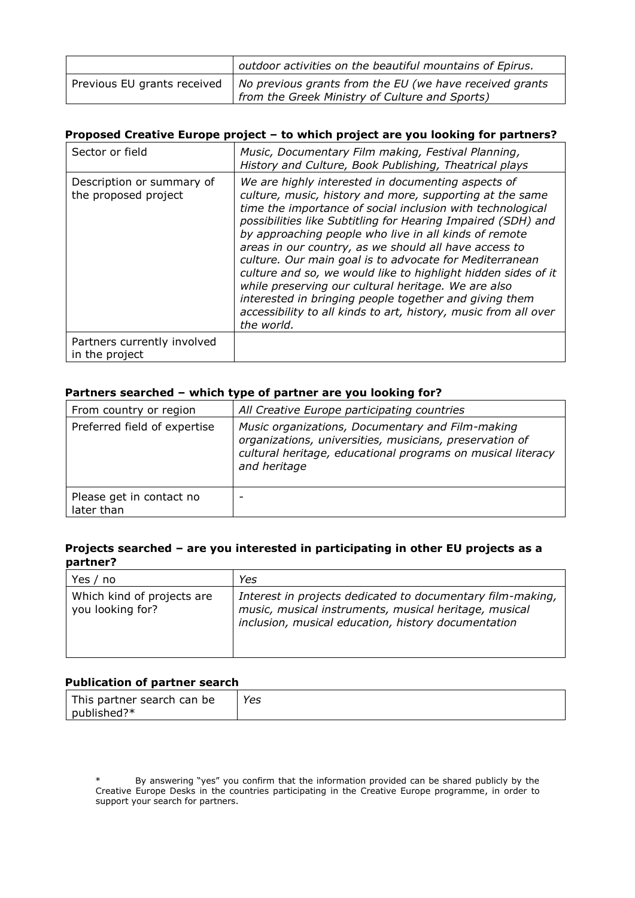| | |
|---|---|
| | *outdoor activities on the beautiful mountains of Epirus.* |
| Previous EU grants received | *No previous grants from the EU (we have received grants from the Greek Ministry of Culture and Sports)* |

**Proposed Creative Europe project – to which project are you looking for partners?**

| | |
|---|---|
| Sector or field | *Music, Documentary Film making, Festival Planning, History and Culture, Book Publishing, Theatrical plays* |
| Description or summary of the proposed project | *We are highly interested in documenting aspects of culture, music, history and more, supporting at the same time the importance of social inclusion with technological possibilities like Subtitling for Hearing Impaired (SDH) and by approaching people who live in all kinds of remote areas in our country, as we should all have access to culture. Our main goal is to advocate for Mediterranean culture and so, we would like to highlight hidden sides of it while preserving our cultural heritage. We are also interested in bringing people together and giving them accessibility to all kinds to art, history, music from all over the world.* |
| Partners currently involved in the project | |

**Partners searched – which type of partner are you looking for?**

| | |
|---|---|
| From country or region | *All Creative Europe participating countries* |
| Preferred field of expertise | *Music organizations, Documentary and Film-making organizations, universities, musicians, preservation of cultural heritage, educational programs on musical literacy and heritage* |
| Please get in contact no later than | - |

**Projects searched – are you interested in participating in other EU projects as a partner?**

| | |
|---|---|
| Yes / no | *Yes* |
| Which kind of projects are you looking for? | *Interest in projects dedicated to documentary film-making, music, musical instruments, musical heritage, musical inclusion, musical education, history documentation* |

**Publication of partner search**

| | |
|---|---|
| This partner search can be published?* | *Yes* |

\* By answering "yes" you confirm that the information provided can be shared publicly by the Creative Europe Desks in the countries participating in the Creative Europe programme, in order to support your search for partners.